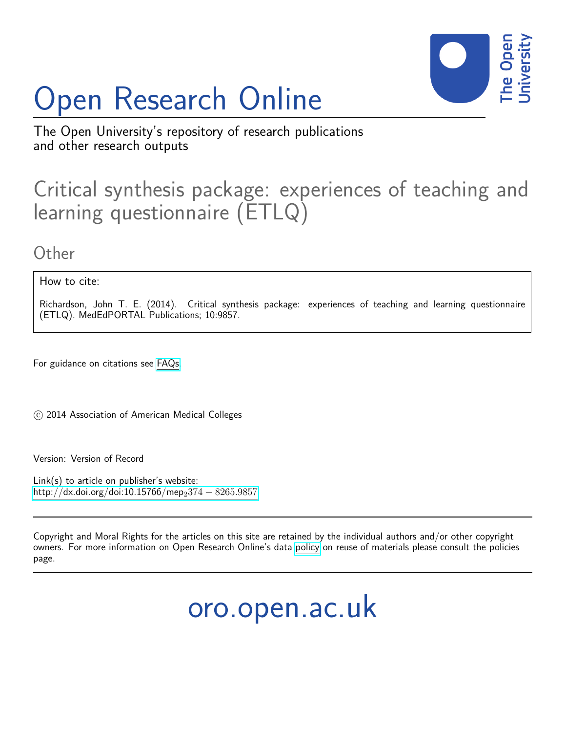# Open Research Online

The Open University's repository of research publications and other research outputs

## Critical synthesis package: experiences of teaching and learning questionnaire (ETLQ)

### Other

How to cite:

Richardson, John T. E. (2014). Critical synthesis package: experiences of teaching and learning questionnaire (ETLQ). MedEdPORTAL Publications; 10:9857.

For guidance on citations see FAQs.

© 2014 Association of American Medical Colleges

Version: Version of Record

Link(s) to article on publisher's website:
http://dx.doi.org/doi:10.15766/mep_2374-8265.9857

Copyright and Moral Rights for the articles on this site are retained by the individual authors and/or other copyright owners. For more information on Open Research Online's data policy on reuse of materials please consult the policies page.

oro.open.ac.uk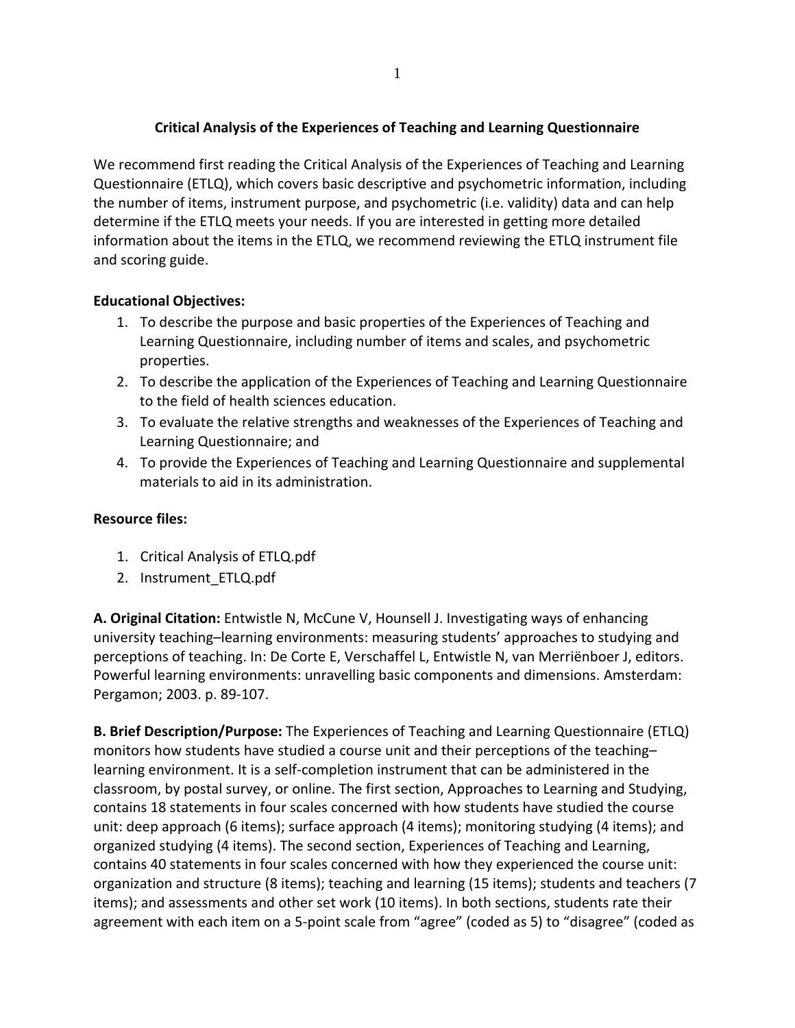## Critical Analysis of the Experiences of Teaching and Learning Questionnaire

We recommend first reading the Critical Analysis of the Experiences of Teaching and Learning Questionnaire (ETLQ), which covers basic descriptive and psychometric information, including the number of items, instrument purpose, and psychometric (i.e. validity) data and can help determine if the ETLQ meets your needs. If you are interested in getting more detailed information about the items in the ETLQ, we recommend reviewing the ETLQ instrument file and scoring guide.

**Educational Objectives:**

1. To describe the purpose and basic properties of the Experiences of Teaching and Learning Questionnaire, including number of items and scales, and psychometric properties.
2. To describe the application of the Experiences of Teaching and Learning Questionnaire to the field of health sciences education.
3. To evaluate the relative strengths and weaknesses of the Experiences of Teaching and Learning Questionnaire; and
4. To provide the Experiences of Teaching and Learning Questionnaire and supplemental materials to aid in its administration.

**Resource files:**

1. Critical Analysis of ETLQ.pdf
2. Instrument_ETLQ.pdf

**A. Original Citation:** Entwistle N, McCune V, Hounsell J. Investigating ways of enhancing university teaching–learning environments: measuring students' approaches to studying and perceptions of teaching. In: De Corte E, Verschaffel L, Entwistle N, van Merriënboer J, editors. Powerful learning environments: unravelling basic components and dimensions. Amsterdam: Pergamon; 2003. p. 89-107.

**B. Brief Description/Purpose:** The Experiences of Teaching and Learning Questionnaire (ETLQ) monitors how students have studied a course unit and their perceptions of the teaching–learning environment. It is a self-completion instrument that can be administered in the classroom, by postal survey, or online. The first section, Approaches to Learning and Studying, contains 18 statements in four scales concerned with how students have studied the course unit: deep approach (6 items); surface approach (4 items); monitoring studying (4 items); and organized studying (4 items). The second section, Experiences of Teaching and Learning, contains 40 statements in four scales concerned with how they experienced the course unit: organization and structure (8 items); teaching and learning (15 items); students and teachers (7 items); and assessments and other set work (10 items). In both sections, students rate their agreement with each item on a 5-point scale from "agree" (coded as 5) to "disagree" (coded as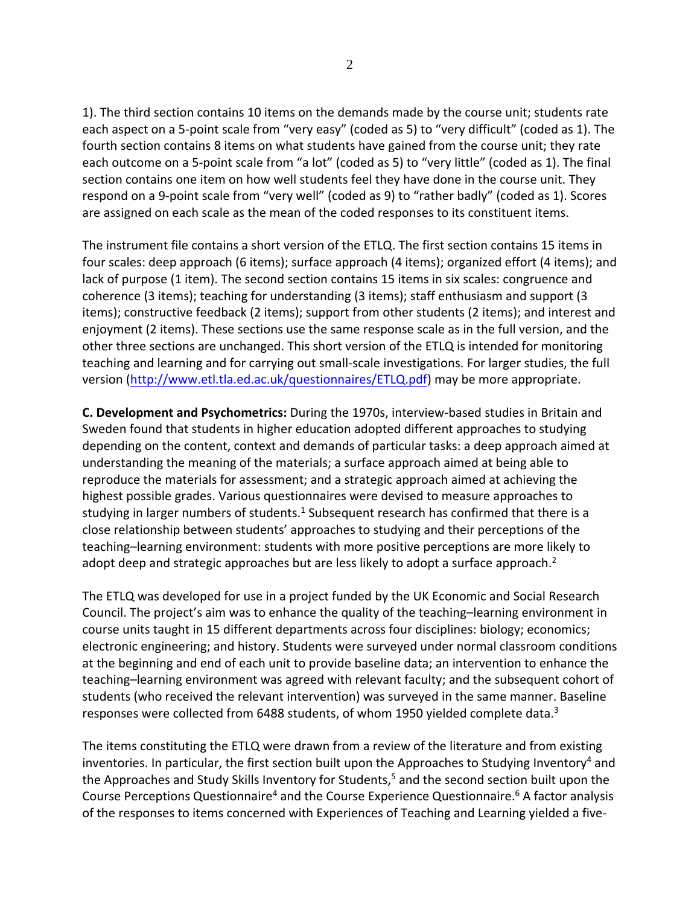1). The third section contains 10 items on the demands made by the course unit; students rate each aspect on a 5-point scale from "very easy" (coded as 5) to "very difficult" (coded as 1). The fourth section contains 8 items on what students have gained from the course unit; they rate each outcome on a 5-point scale from "a lot" (coded as 5) to "very little" (coded as 1). The final section contains one item on how well students feel they have done in the course unit. They respond on a 9-point scale from "very well" (coded as 9) to "rather badly" (coded as 1). Scores are assigned on each scale as the mean of the coded responses to its constituent items.

The instrument file contains a short version of the ETLQ. The first section contains 15 items in four scales: deep approach (6 items); surface approach (4 items); organized effort (4 items); and lack of purpose (1 item). The second section contains 15 items in six scales: congruence and coherence (3 items); teaching for understanding (3 items); staff enthusiasm and support (3 items); constructive feedback (2 items); support from other students (2 items); and interest and enjoyment (2 items). These sections use the same response scale as in the full version, and the other three sections are unchanged. This short version of the ETLQ is intended for monitoring teaching and learning and for carrying out small-scale investigations. For larger studies, the full version (http://www.etl.tla.ed.ac.uk/questionnaires/ETLQ.pdf) may be more appropriate.

**C. Development and Psychometrics:** During the 1970s, interview-based studies in Britain and Sweden found that students in higher education adopted different approaches to studying depending on the content, context and demands of particular tasks: a deep approach aimed at understanding the meaning of the materials; a surface approach aimed at being able to reproduce the materials for assessment; and a strategic approach aimed at achieving the highest possible grades. Various questionnaires were devised to measure approaches to studying in larger numbers of students.[1] Subsequent research has confirmed that there is a close relationship between students' approaches to studying and their perceptions of the teaching–learning environment: students with more positive perceptions are more likely to adopt deep and strategic approaches but are less likely to adopt a surface approach.[2]

The ETLQ was developed for use in a project funded by the UK Economic and Social Research Council. The project's aim was to enhance the quality of the teaching–learning environment in course units taught in 15 different departments across four disciplines: biology; economics; electronic engineering; and history. Students were surveyed under normal classroom conditions at the beginning and end of each unit to provide baseline data; an intervention to enhance the teaching–learning environment was agreed with relevant faculty; and the subsequent cohort of students (who received the relevant intervention) was surveyed in the same manner. Baseline responses were collected from 6488 students, of whom 1950 yielded complete data.[3]

The items constituting the ETLQ were drawn from a review of the literature and from existing inventories. In particular, the first section built upon the Approaches to Studying Inventory[4] and the Approaches and Study Skills Inventory for Students,[5] and the second section built upon the Course Perceptions Questionnaire[4] and the Course Experience Questionnaire.[6] A factor analysis of the responses to items concerned with Experiences of Teaching and Learning yielded a five-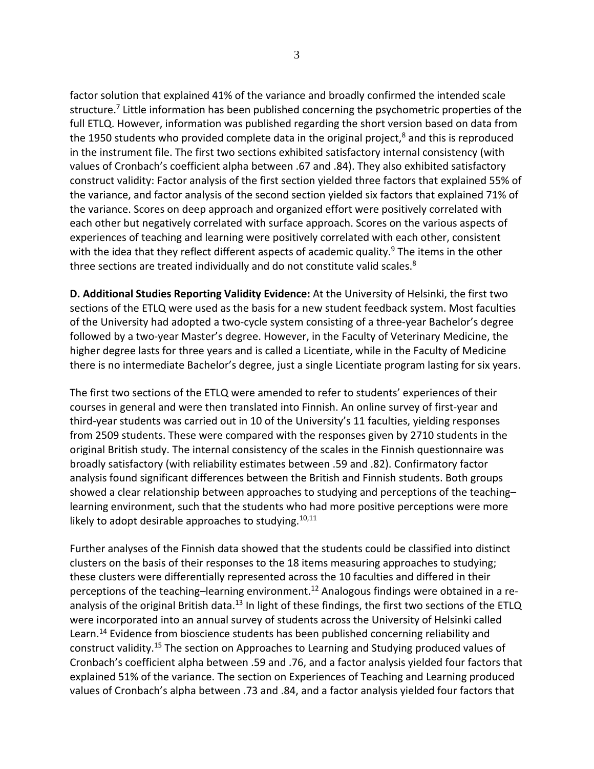factor solution that explained 41% of the variance and broadly confirmed the intended scale structure.[7] Little information has been published concerning the psychometric properties of the full ETLQ. However, information was published regarding the short version based on data from the 1950 students who provided complete data in the original project,[8] and this is reproduced in the instrument file. The first two sections exhibited satisfactory internal consistency (with values of Cronbach's coefficient alpha between .67 and .84). They also exhibited satisfactory construct validity: Factor analysis of the first section yielded three factors that explained 55% of the variance, and factor analysis of the second section yielded six factors that explained 71% of the variance. Scores on deep approach and organized effort were positively correlated with each other but negatively correlated with surface approach. Scores on the various aspects of experiences of teaching and learning were positively correlated with each other, consistent with the idea that they reflect different aspects of academic quality.[9] The items in the other three sections are treated individually and do not constitute valid scales.[8]

**D. Additional Studies Reporting Validity Evidence:** At the University of Helsinki, the first two sections of the ETLQ were used as the basis for a new student feedback system. Most faculties of the University had adopted a two-cycle system consisting of a three-year Bachelor's degree followed by a two-year Master's degree. However, in the Faculty of Veterinary Medicine, the higher degree lasts for three years and is called a Licentiate, while in the Faculty of Medicine there is no intermediate Bachelor's degree, just a single Licentiate program lasting for six years.

The first two sections of the ETLQ were amended to refer to students' experiences of their courses in general and were then translated into Finnish. An online survey of first-year and third-year students was carried out in 10 of the University's 11 faculties, yielding responses from 2509 students. These were compared with the responses given by 2710 students in the original British study. The internal consistency of the scales in the Finnish questionnaire was broadly satisfactory (with reliability estimates between .59 and .82). Confirmatory factor analysis found significant differences between the British and Finnish students. Both groups showed a clear relationship between approaches to studying and perceptions of the teaching–learning environment, such that the students who had more positive perceptions were more likely to adopt desirable approaches to studying.[10,11]

Further analyses of the Finnish data showed that the students could be classified into distinct clusters on the basis of their responses to the 18 items measuring approaches to studying; these clusters were differentially represented across the 10 faculties and differed in their perceptions of the teaching–learning environment.[12] Analogous findings were obtained in a re-analysis of the original British data.[13] In light of these findings, the first two sections of the ETLQ were incorporated into an annual survey of students across the University of Helsinki called Learn.[14] Evidence from bioscience students has been published concerning reliability and construct validity.[15] The section on Approaches to Learning and Studying produced values of Cronbach's coefficient alpha between .59 and .76, and a factor analysis yielded four factors that explained 51% of the variance. The section on Experiences of Teaching and Learning produced values of Cronbach's alpha between .73 and .84, and a factor analysis yielded four factors that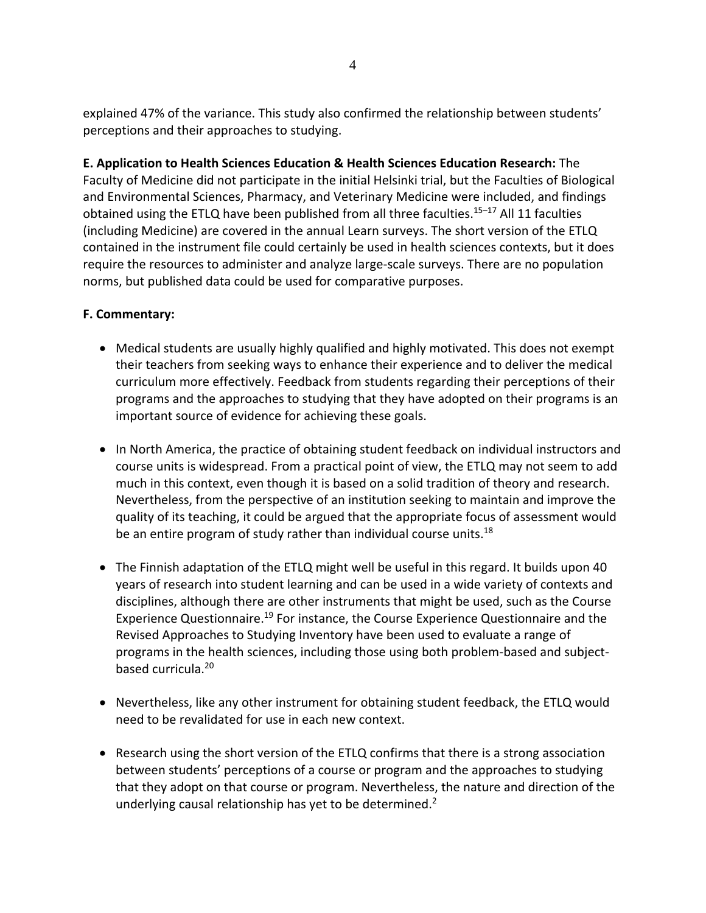explained 47% of the variance. This study also confirmed the relationship between students' perceptions and their approaches to studying.

**E. Application to Health Sciences Education & Health Sciences Education Research:** The Faculty of Medicine did not participate in the initial Helsinki trial, but the Faculties of Biological and Environmental Sciences, Pharmacy, and Veterinary Medicine were included, and findings obtained using the ETLQ have been published from all three faculties.[15–17] All 11 faculties (including Medicine) are covered in the annual Learn surveys. The short version of the ETLQ contained in the instrument file could certainly be used in health sciences contexts, but it does require the resources to administer and analyze large-scale surveys. There are no population norms, but published data could be used for comparative purposes.

**F. Commentary:**

- Medical students are usually highly qualified and highly motivated. This does not exempt their teachers from seeking ways to enhance their experience and to deliver the medical curriculum more effectively. Feedback from students regarding their perceptions of their programs and the approaches to studying that they have adopted on their programs is an important source of evidence for achieving these goals.

- In North America, the practice of obtaining student feedback on individual instructors and course units is widespread. From a practical point of view, the ETLQ may not seem to add much in this context, even though it is based on a solid tradition of theory and research. Nevertheless, from the perspective of an institution seeking to maintain and improve the quality of its teaching, it could be argued that the appropriate focus of assessment would be an entire program of study rather than individual course units.[18]

- The Finnish adaptation of the ETLQ might well be useful in this regard. It builds upon 40 years of research into student learning and can be used in a wide variety of contexts and disciplines, although there are other instruments that might be used, such as the Course Experience Questionnaire.[19] For instance, the Course Experience Questionnaire and the Revised Approaches to Studying Inventory have been used to evaluate a range of programs in the health sciences, including those using both problem-based and subject-based curricula.[20]

- Nevertheless, like any other instrument for obtaining student feedback, the ETLQ would need to be revalidated for use in each new context.

- Research using the short version of the ETLQ confirms that there is a strong association between students' perceptions of a course or program and the approaches to studying that they adopt on that course or program. Nevertheless, the nature and direction of the underlying causal relationship has yet to be determined.[2]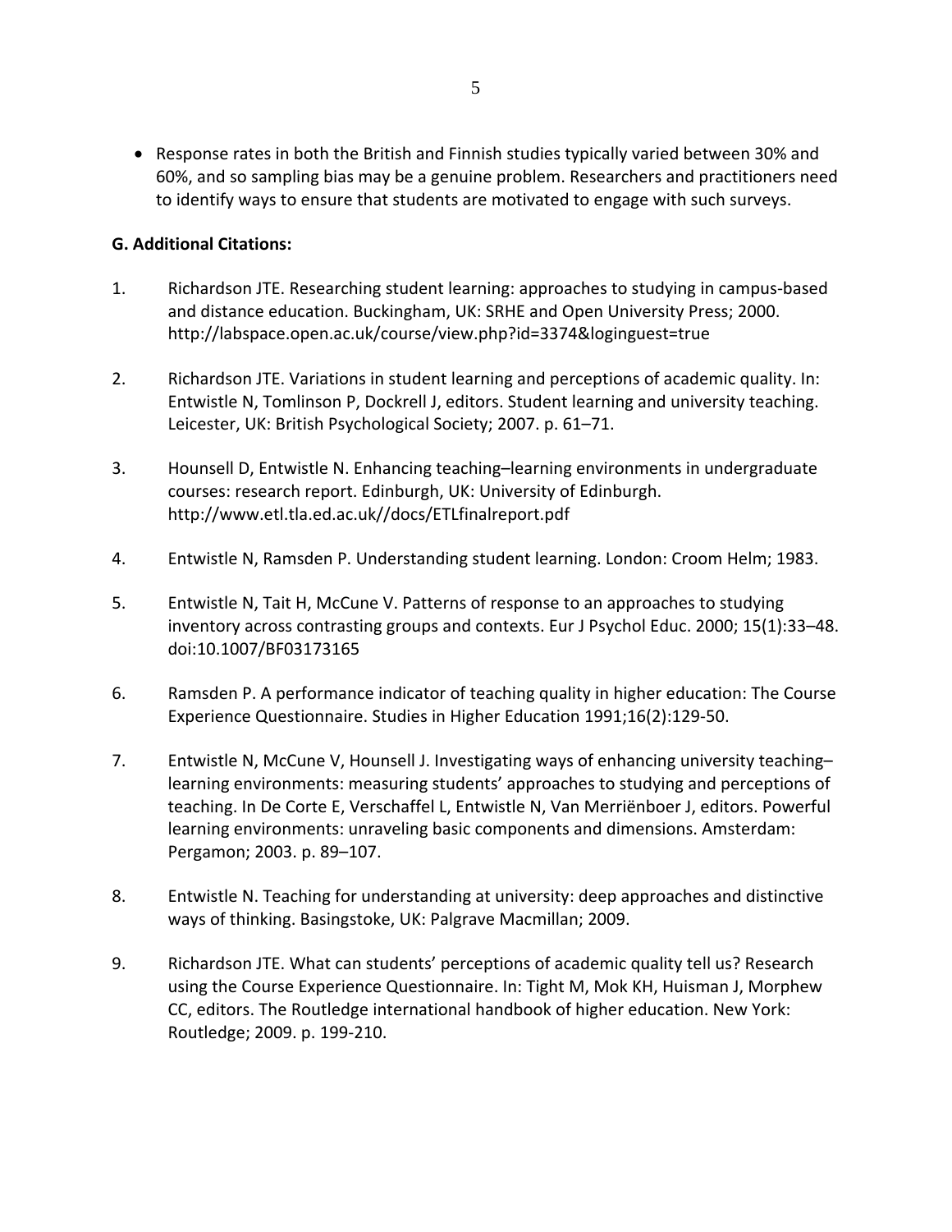- Response rates in both the British and Finnish studies typically varied between 30% and 60%, and so sampling bias may be a genuine problem. Researchers and practitioners need to identify ways to ensure that students are motivated to engage with such surveys.

**G. Additional Citations:**

1. Richardson JTE. Researching student learning: approaches to studying in campus-based and distance education. Buckingham, UK: SRHE and Open University Press; 2000. http://labspace.open.ac.uk/course/view.php?id=3374&loginguest=true

2. Richardson JTE. Variations in student learning and perceptions of academic quality. In: Entwistle N, Tomlinson P, Dockrell J, editors. Student learning and university teaching. Leicester, UK: British Psychological Society; 2007. p. 61–71.

3. Hounsell D, Entwistle N. Enhancing teaching–learning environments in undergraduate courses: research report. Edinburgh, UK: University of Edinburgh. http://www.etl.tla.ed.ac.uk//docs/ETLfinalreport.pdf

4. Entwistle N, Ramsden P. Understanding student learning. London: Croom Helm; 1983.

5. Entwistle N, Tait H, McCune V. Patterns of response to an approaches to studying inventory across contrasting groups and contexts. Eur J Psychol Educ. 2000; 15(1):33–48. doi:10.1007/BF03173165

6. Ramsden P. A performance indicator of teaching quality in higher education: The Course Experience Questionnaire. Studies in Higher Education 1991;16(2):129-50.

7. Entwistle N, McCune V, Hounsell J. Investigating ways of enhancing university teaching–learning environments: measuring students' approaches to studying and perceptions of teaching. In De Corte E, Verschaffel L, Entwistle N, Van Merriënboer J, editors. Powerful learning environments: unraveling basic components and dimensions. Amsterdam: Pergamon; 2003. p. 89–107.

8. Entwistle N. Teaching for understanding at university: deep approaches and distinctive ways of thinking. Basingstoke, UK: Palgrave Macmillan; 2009.

9. Richardson JTE. What can students' perceptions of academic quality tell us? Research using the Course Experience Questionnaire. In: Tight M, Mok KH, Huisman J, Morphew CC, editors. The Routledge international handbook of higher education. New York: Routledge; 2009. p. 199-210.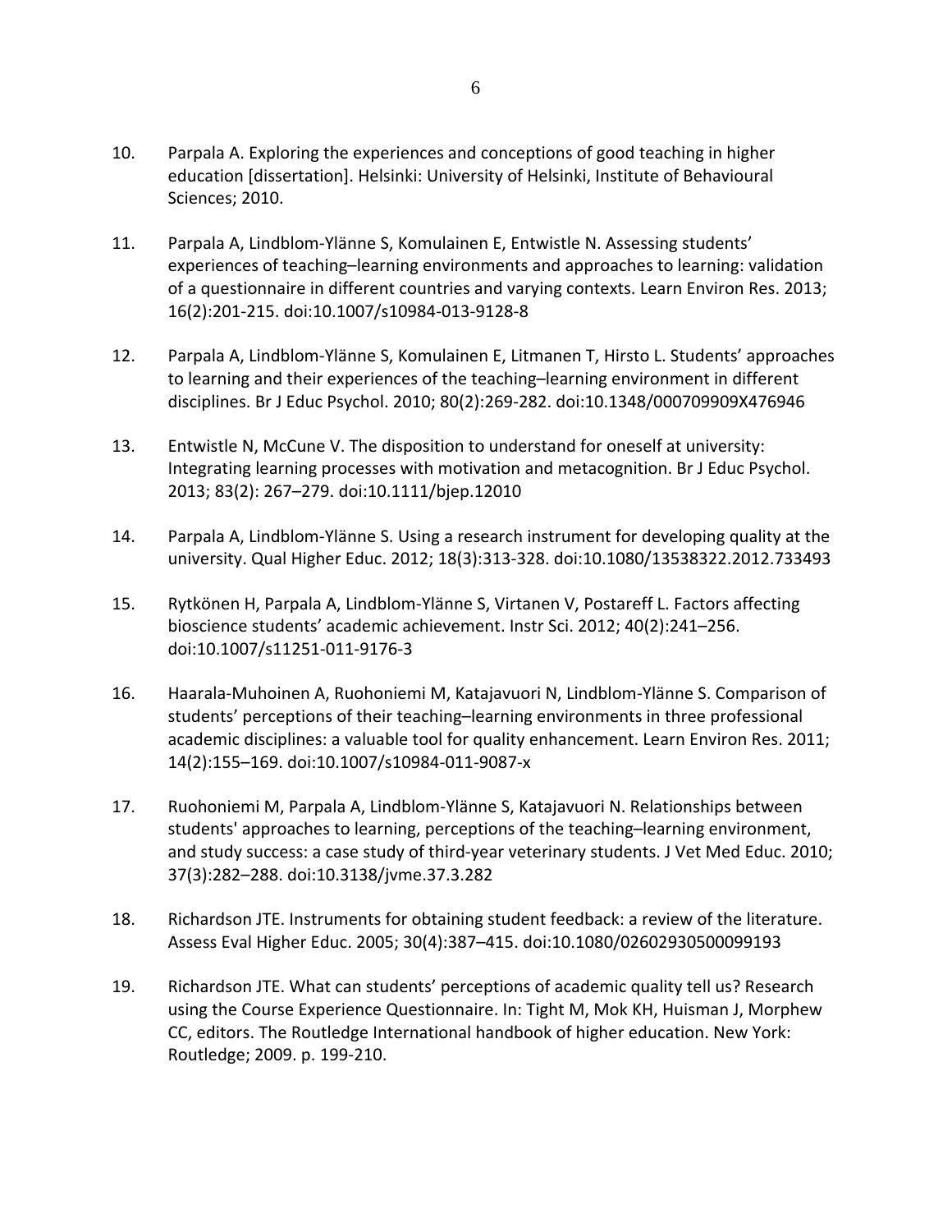10. Parpala A. Exploring the experiences and conceptions of good teaching in higher education [dissertation]. Helsinki: University of Helsinki, Institute of Behavioural Sciences; 2010.

11. Parpala A, Lindblom-Ylänne S, Komulainen E, Entwistle N. Assessing students' experiences of teaching–learning environments and approaches to learning: validation of a questionnaire in different countries and varying contexts. Learn Environ Res. 2013; 16(2):201-215. doi:10.1007/s10984-013-9128-8

12. Parpala A, Lindblom-Ylänne S, Komulainen E, Litmanen T, Hirsto L. Students' approaches to learning and their experiences of the teaching–learning environment in different disciplines. Br J Educ Psychol. 2010; 80(2):269-282. doi:10.1348/000709909X476946

13. Entwistle N, McCune V. The disposition to understand for oneself at university: Integrating learning processes with motivation and metacognition. Br J Educ Psychol. 2013; 83(2): 267–279. doi:10.1111/bjep.12010

14. Parpala A, Lindblom-Ylänne S. Using a research instrument for developing quality at the university. Qual Higher Educ. 2012; 18(3):313-328. doi:10.1080/13538322.2012.733493

15. Rytkönen H, Parpala A, Lindblom-Ylänne S, Virtanen V, Postareff L. Factors affecting bioscience students' academic achievement. Instr Sci. 2012; 40(2):241–256. doi:10.1007/s11251-011-9176-3

16. Haarala-Muhoinen A, Ruohoniemi M, Katajavuori N, Lindblom-Ylänne S. Comparison of students' perceptions of their teaching–learning environments in three professional academic disciplines: a valuable tool for quality enhancement. Learn Environ Res. 2011; 14(2):155–169. doi:10.1007/s10984-011-9087-x

17. Ruohoniemi M, Parpala A, Lindblom-Ylänne S, Katajavuori N. Relationships between students' approaches to learning, perceptions of the teaching–learning environment, and study success: a case study of third-year veterinary students. J Vet Med Educ. 2010; 37(3):282–288. doi:10.3138/jvme.37.3.282

18. Richardson JTE. Instruments for obtaining student feedback: a review of the literature. Assess Eval Higher Educ. 2005; 30(4):387–415. doi:10.1080/02602930500099193

19. Richardson JTE. What can students' perceptions of academic quality tell us? Research using the Course Experience Questionnaire. In: Tight M, Mok KH, Huisman J, Morphew CC, editors. The Routledge International handbook of higher education. New York: Routledge; 2009. p. 199-210.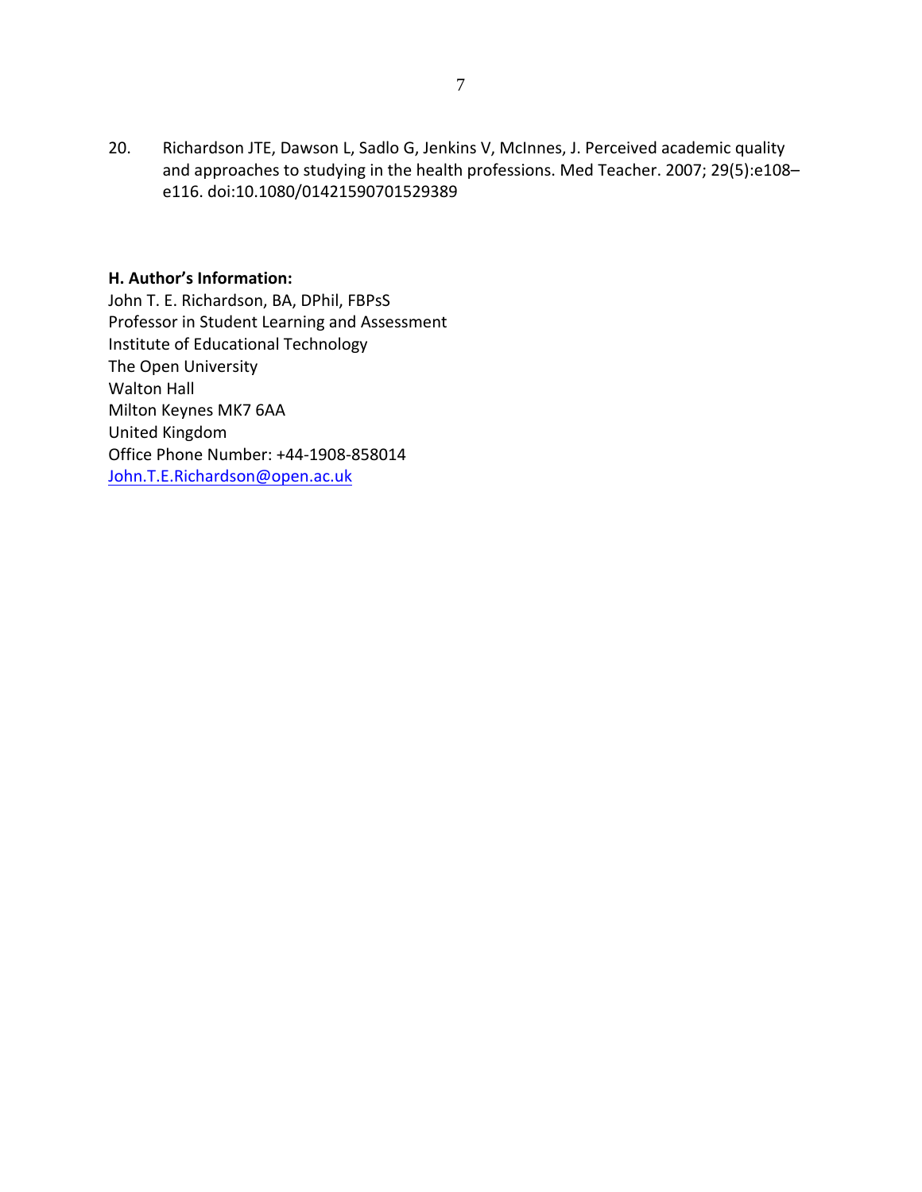20. Richardson JTE, Dawson L, Sadlo G, Jenkins V, McInnes, J. Perceived academic quality and approaches to studying in the health professions. Med Teacher. 2007; 29(5):e108–e116. doi:10.1080/01421590701529389

**H. Author's Information:**

John T. E. Richardson, BA, DPhil, FBPsS
Professor in Student Learning and Assessment
Institute of Educational Technology
The Open University
Walton Hall
Milton Keynes MK7 6AA
United Kingdom
Office Phone Number: +44-1908-858014
John.T.E.Richardson@open.ac.uk